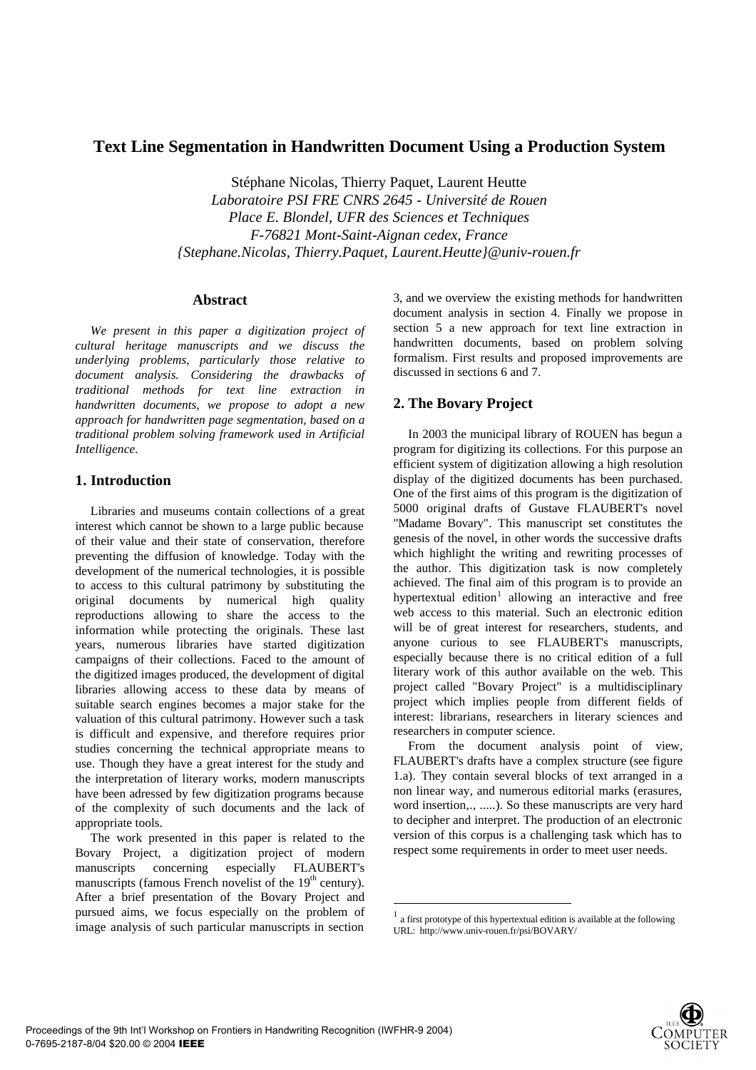# Text Line Segmentation in Handwritten Document Using a Production System

Stéphane Nicolas, Thierry Paquet, Laurent Heutte

*Laboratoire PSI FRE CNRS 2645 - Université de Rouen*
*Place E. Blondel, UFR des Sciences et Techniques*
*F-76821 Mont-Saint-Aignan cedex, France*
*{Stephane.Nicolas, Thierry.Paquet, Laurent.Heutte}@univ-rouen.fr*

## Abstract

*We present in this paper a digitization project of cultural heritage manuscripts and we discuss the underlying problems, particularly those relative to document analysis. Considering the drawbacks of traditional methods for text line extraction in handwritten documents, we propose to adopt a new approach for handwritten page segmentation, based on a traditional problem solving framework used in Artificial Intelligence.*

## 1. Introduction

Libraries and museums contain collections of a great interest which cannot be shown to a large public because of their value and their state of conservation, therefore preventing the diffusion of knowledge. Today with the development of the numerical technologies, it is possible to access to this cultural patrimony by substituting the original documents by numerical high quality reproductions allowing to share the access to the information while protecting the originals. These last years, numerous libraries have started digitization campaigns of their collections. Faced to the amount of the digitized images produced, the development of digital libraries allowing access to these data by means of suitable search engines becomes a major stake for the valuation of this cultural patrimony. However such a task is difficult and expensive, and therefore requires prior studies concerning the technical appropriate means to use. Though they have a great interest for the study and the interpretation of literary works, modern manuscripts have been adressed by few digitization programs because of the complexity of such documents and the lack of appropriate tools.

The work presented in this paper is related to the Bovary Project, a digitization project of modern manuscripts concerning especially FLAUBERT's manuscripts (famous French novelist of the 19th century). After a brief presentation of the Bovary Project and pursued aims, we focus especially on the problem of image analysis of such particular manuscripts in section 3, and we overview the existing methods for handwritten document analysis in section 4. Finally we propose in section 5 a new approach for text line extraction in handwritten documents, based on problem solving formalism. First results and proposed improvements are discussed in sections 6 and 7.

## 2. The Bovary Project

In 2003 the municipal library of ROUEN has begun a program for digitizing its collections. For this purpose an efficient system of digitization allowing a high resolution display of the digitized documents has been purchased. One of the first aims of this program is the digitization of 5000 original drafts of Gustave FLAUBERT's novel "Madame Bovary". This manuscript set constitutes the genesis of the novel, in other words the successive drafts which highlight the writing and rewriting processes of the author. This digitization task is now completely achieved. The final aim of this program is to provide an hypertextual edition[1] allowing an interactive and free web access to this material. Such an electronic edition will be of great interest for researchers, students, and anyone curious to see FLAUBERT's manuscripts, especially because there is no critical edition of a full literary work of this author available on the web. This project called "Bovary Project" is a multidisciplinary project which implies people from different fields of interest: librarians, researchers in literary sciences and researchers in computer science.

From the document analysis point of view, FLAUBERT's drafts have a complex structure (see figure 1.a). They contain several blocks of text arranged in a non linear way, and numerous editorial marks (erasures, word insertion,., .....). So these manuscripts are very hard to decipher and interpret. The production of an electronic version of this corpus is a challenging task which has to respect some requirements in order to meet user needs.

[1] a first prototype of this hypertextual edition is available at the following URL: http://www.univ-rouen.fr/psi/BOVARY/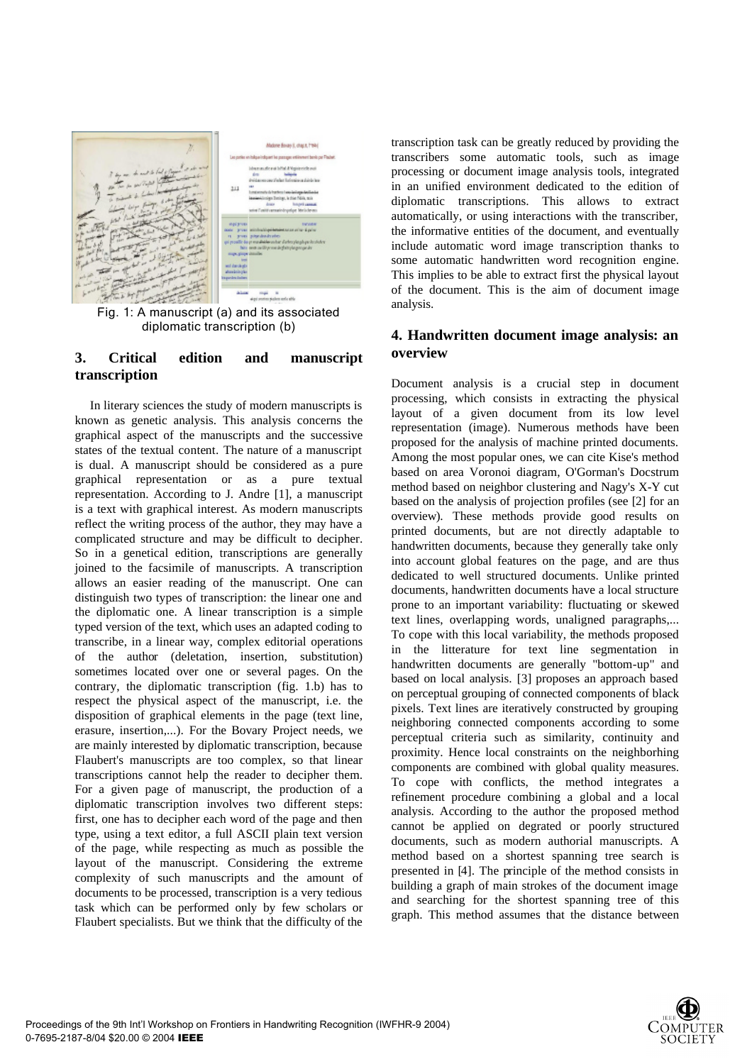Fig. 1: A manuscript (a) and its associated diplomatic transcription (b)

## 3. Critical edition and manuscript transcription

In literary sciences the study of modern manuscripts is known as genetic analysis. This analysis concerns the graphical aspect of the manuscripts and the successive states of the textual content. The nature of a manuscript is dual. A manuscript should be considered as a pure graphical representation or as a pure textual representation. According to J. Andre [1], a manuscript is a text with graphical interest. As modern manuscripts reflect the writing process of the author, they may have a complicated structure and may be difficult to decipher. So in a genetical edition, transcriptions are generally joined to the facsimile of manuscripts. A transcription allows an easier reading of the manuscript. One can distinguish two types of transcription: the linear one and the diplomatic one. A linear transcription is a simple typed version of the text, which uses an adapted coding to transcribe, in a linear way, complex editorial operations of the author (deletation, insertion, substitution) sometimes located over one or several pages. On the contrary, the diplomatic transcription (fig. 1.b) has to respect the physical aspect of the manuscript, i.e. the disposition of graphical elements in the page (text line, erasure, insertion,...). For the Bovary Project needs, we are mainly interested by diplomatic transcription, because Flaubert's manuscripts are too complex, so that linear transcriptions cannot help the reader to decipher them. For a given page of manuscript, the production of a diplomatic transcription involves two different steps: first, one has to decipher each word of the page and then type, using a text editor, a full ASCII plain text version of the page, while respecting as much as possible the layout of the manuscript. Considering the extreme complexity of such manuscripts and the amount of documents to be processed, transcription is a very tedious task which can be performed only by few scholars or Flaubert specialists. But we think that the difficulty of the transcription task can be greatly reduced by providing the transcribers some automatic tools, such as image processing or document image analysis tools, integrated in an unified environment dedicated to the edition of diplomatic transcriptions. This allows to extract automatically, or using interactions with the transcriber, the informative entities of the document, and eventually include automatic word image transcription thanks to some automatic handwritten word recognition engine. This implies to be able to extract first the physical layout of the document. This is the aim of document image analysis.

## 4. Handwritten document image analysis: an overview

Document analysis is a crucial step in document processing, which consists in extracting the physical layout of a given document from its low level representation (image). Numerous methods have been proposed for the analysis of machine printed documents. Among the most popular ones, we can cite Kise's method based on area Voronoi diagram, O'Gorman's Docstrum method based on neighbor clustering and Nagy's X-Y cut based on the analysis of projection profiles (see [2] for an overview). These methods provide good results on printed documents, but are not directly adaptable to handwritten documents, because they generally take only into account global features on the page, and are thus dedicated to well structured documents. Unlike printed documents, handwritten documents have a local structure prone to an important variability: fluctuating or skewed text lines, overlapping words, unaligned paragraphs,... To cope with this local variability, the methods proposed in the litterature for text line segmentation in handwritten documents are generally "bottom-up" and based on local analysis. [3] proposes an approach based on perceptual grouping of connected components of black pixels. Text lines are iteratively constructed by grouping neighboring connected components according to some perceptual criteria such as similarity, continuity and proximity. Hence local constraints on the neighborhing components are combined with global quality measures. To cope with conflicts, the method integrates a refinement procedure combining a global and a local analysis. According to the author the proposed method cannot be applied on degrated or poorly structured documents, such as modern authorial manuscripts. A method based on a shortest spanning tree search is presented in [4]. The principle of the method consists in building a graph of main strokes of the document image and searching for the shortest spanning tree of this graph. This method assumes that the distance between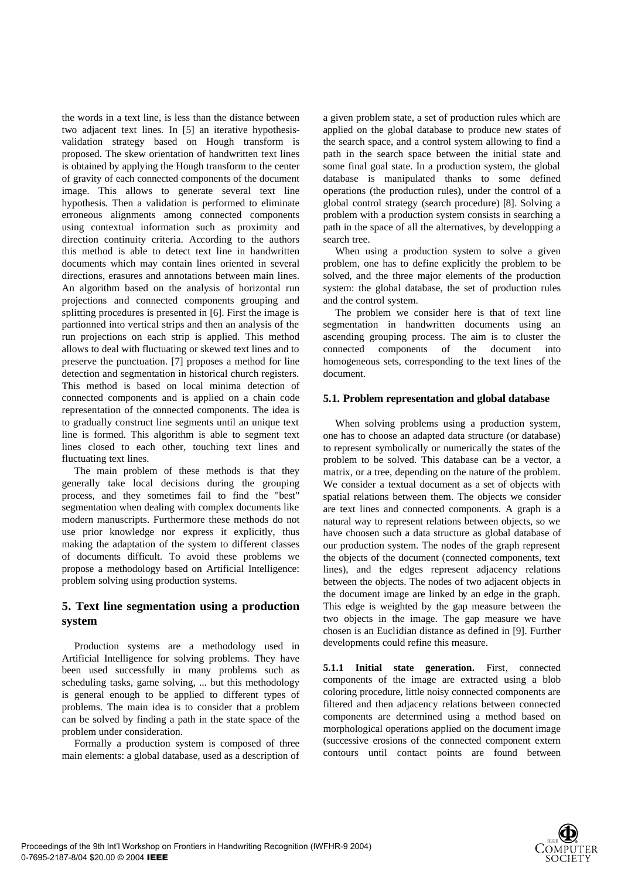the words in a text line, is less than the distance between two adjacent text lines. In [5] an iterative hypothesis-validation strategy based on Hough transform is proposed. The skew orientation of handwritten text lines is obtained by applying the Hough transform to the center of gravity of each connected components of the document image. This allows to generate several text line hypothesis. Then a validation is performed to eliminate erroneous alignments among connected components using contextual information such as proximity and direction continuity criteria. According to the authors this method is able to detect text line in handwritten documents which may contain lines oriented in several directions, erasures and annotations between main lines. An algorithm based on the analysis of horizontal run projections and connected components grouping and splitting procedures is presented in [6]. First the image is partionned into vertical strips and then an analysis of the run projections on each strip is applied. This method allows to deal with fluctuating or skewed text lines and to preserve the punctuation. [7] proposes a method for line detection and segmentation in historical church registers. This method is based on local minima detection of connected components and is applied on a chain code representation of the connected components. The idea is to gradually construct line segments until an unique text line is formed. This algorithm is able to segment text lines closed to each other, touching text lines and fluctuating text lines.

The main problem of these methods is that they generally take local decisions during the grouping process, and they sometimes fail to find the "best" segmentation when dealing with complex documents like modern manuscripts. Furthermore these methods do not use prior knowledge nor express it explicitly, thus making the adaptation of the system to different classes of documents difficult. To avoid these problems we propose a methodology based on Artificial Intelligence: problem solving using production systems.

## 5. Text line segmentation using a production system

Production systems are a methodology used in Artificial Intelligence for solving problems. They have been used successfully in many problems such as scheduling tasks, game solving, ... but this methodology is general enough to be applied to different types of problems. The main idea is to consider that a problem can be solved by finding a path in the state space of the problem under consideration.

Formally a production system is composed of three main elements: a global database, used as a description of a given problem state, a set of production rules which are applied on the global database to produce new states of the search space, and a control system allowing to find a path in the search space between the initial state and some final goal state. In a production system, the global database is manipulated thanks to some defined operations (the production rules), under the control of a global control strategy (search procedure) [8]. Solving a problem with a production system consists in searching a path in the space of all the alternatives, by developping a search tree.

When using a production system to solve a given problem, one has to define explicitly the problem to be solved, and the three major elements of the production system: the global database, the set of production rules and the control system.

The problem we consider here is that of text line segmentation in handwritten documents using an ascending grouping process. The aim is to cluster the connected components of the document into homogeneous sets, corresponding to the text lines of the document.

### 5.1. Problem representation and global database

When solving problems using a production system, one has to choose an adapted data structure (or database) to represent symbolically or numerically the states of the problem to be solved. This database can be a vector, a matrix, or a tree, depending on the nature of the problem. We consider a textual document as a set of objects with spatial relations between them. The objects we consider are text lines and connected components. A graph is a natural way to represent relations between objects, so we have choosen such a data structure as global database of our production system. The nodes of the graph represent the objects of the document (connected components, text lines), and the edges represent adjacency relations between the objects. The nodes of two adjacent objects in the document image are linked by an edge in the graph. This edge is weighted by the gap measure between the two objects in the image. The gap measure we have chosen is an Euclidian distance as defined in [9]. Further developments could refine this measure.

**5.1.1 Initial state generation.** First, connected components of the image are extracted using a blob coloring procedure, little noisy connected components are filtered and then adjacency relations between connected components are determined using a method based on morphological operations applied on the document image (successive erosions of the connected component extern contours until contact points are found between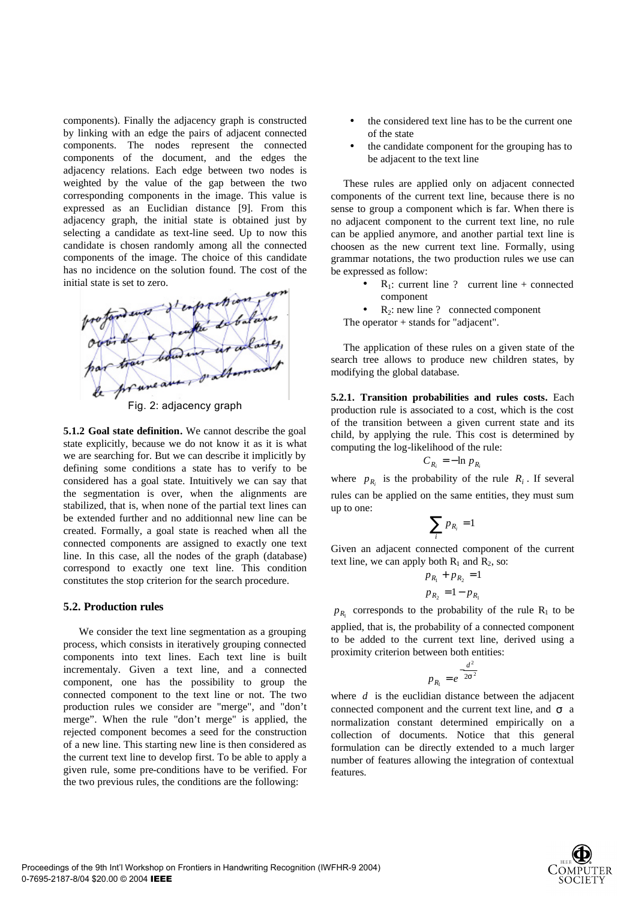components). Finally the adjacency graph is constructed by linking with an edge the pairs of adjacent connected components. The nodes represent the connected components of the document, and the edges the adjacency relations. Each edge between two nodes is weighted by the value of the gap between the two corresponding components in the image. This value is expressed as an Euclidian distance [9]. From this adjacency graph, the initial state is obtained just by selecting a candidate as text-line seed. Up to now this candidate is chosen randomly among all the connected components of the image. The choice of this candidate has no incidence on the solution found. The cost of the initial state is set to zero.

Fig. 2: adjacency graph

**5.1.2 Goal state definition.** We cannot describe the goal state explicitly, because we do not know it as it is what we are searching for. But we can describe it implicitly by defining some conditions a state has to verify to be considered has a goal state. Intuitively we can say that the segmentation is over, when the alignments are stabilized, that is, when none of the partial text lines can be extended further and no additionnal new line can be created. Formally, a goal state is reached when all the connected components are assigned to exactly one text line. In this case, all the nodes of the graph (database) correspond to exactly one text line. This condition constitutes the stop criterion for the search procedure.

### 5.2. Production rules

We consider the text line segmentation as a grouping process, which consists in iteratively grouping connected components into text lines. Each text line is built incrementaly. Given a text line, and a connected component, one has the possibility to group the connected component to the text line or not. The two production rules we consider are "merge", and "don't merge". When the rule "don't merge" is applied, the rejected component becomes a seed for the construction of a new line. This starting new line is then considered as the current text line to develop first. To be able to apply a given rule, some pre-conditions have to be verified. For the two previous rules, the conditions are the following:

- the considered text line has to be the current one of the state
- the candidate component for the grouping has to be adjacent to the text line

These rules are applied only on adjacent connected components of the current text line, because there is no sense to group a component which is far. When there is no adjacent component to the current text line, no rule can be applied anymore, and another partial text line is choosen as the new current text line. Formally, using grammar notations, the two production rules we use can be expressed as follow:

- $R_1$: current line ? current line + connected component
- $R_2$: new line ? connected component

The operator + stands for "adjacent".

The application of these rules on a given state of the search tree allows to produce new children states, by modifying the global database.

**5.2.1. Transition probabilities and rules costs.** Each production rule is associated to a cost, which is the cost of the transition between a given current state and its child, by applying the rule. This cost is determined by computing the log-likelihood of the rule:

$$C_{R_i} = -\ln p_{R_i}$$

where $p_{R_i}$ is the probability of the rule $R_i$. If several rules can be applied on the same entities, they must sum up to one:

$$\sum_i p_{R_i} = 1$$

Given an adjacent connected component of the current text line, we can apply both $R_1$ and $R_2$, so:

$$p_{R_1} + p_{R_2} = 1$$

$$p_{R_2} = 1 - p_{R_1}$$

$p_{R_1}$ corresponds to the probability of the rule $R_1$ to be applied, that is, the probability of a connected component to be added to the current text line, derived using a proximity criterion between both entities:

$$p_{R_1} = e^{-\frac{d^2}{2\sigma^2}}$$

where $d$ is the euclidian distance between the adjacent connected component and the current text line, and $\sigma$ a normalization constant determined empirically on a collection of documents. Notice that this general formulation can be directly extended to a much larger number of features allowing the integration of contextual features.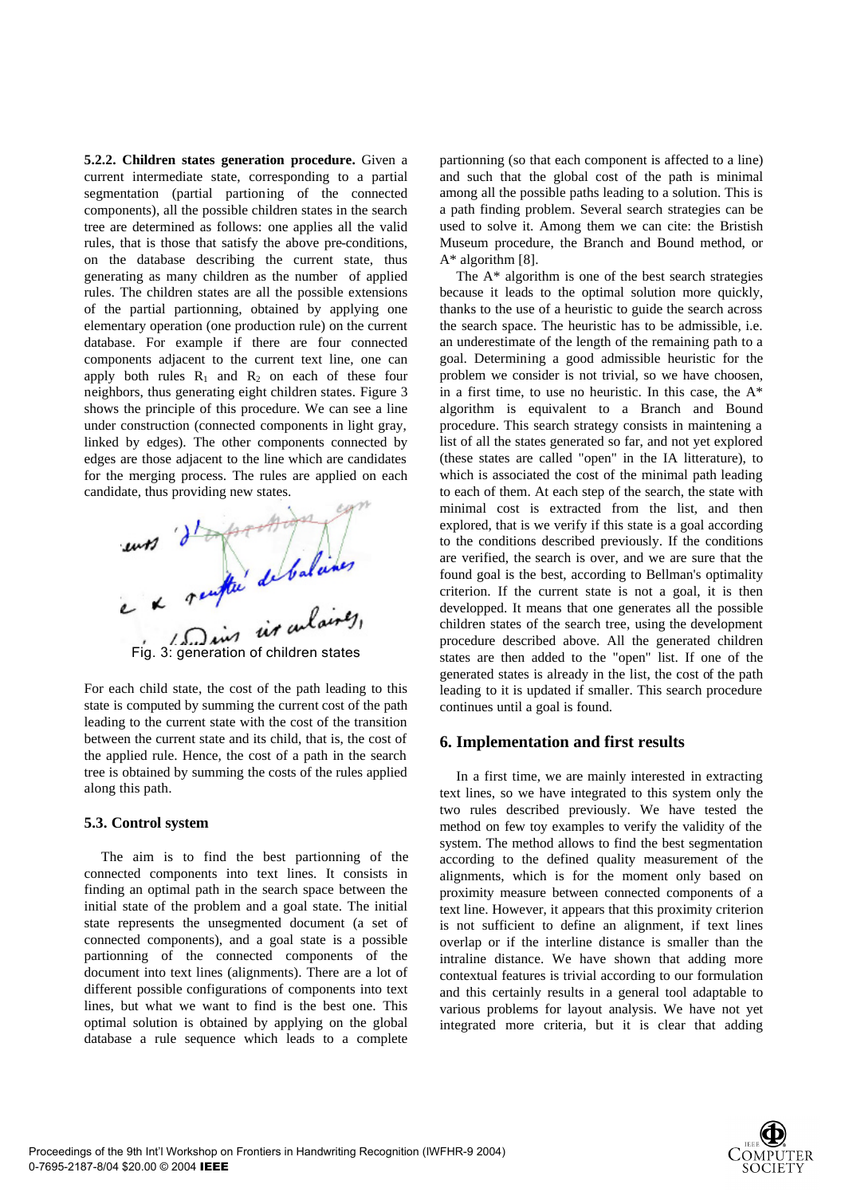**5.2.2. Children states generation procedure.** Given a current intermediate state, corresponding to a partial segmentation (partial partioning of the connected components), all the possible children states in the search tree are determined as follows: one applies all the valid rules, that is those that satisfy the above pre-conditions, on the database describing the current state, thus generating as many children as the number of applied rules. The children states are all the possible extensions of the partial partionning, obtained by applying one elementary operation (one production rule) on the current database. For example if there are four connected components adjacent to the current text line, one can apply both rules $R_1$ and $R_2$ on each of these four neighbors, thus generating eight children states. Figure 3 shows the principle of this procedure. We can see a line under construction (connected components in light gray, linked by edges). The other components connected by edges are those adjacent to the line which are candidates for the merging process. The rules are applied on each candidate, thus providing new states.

Fig. 3: generation of children states

For each child state, the cost of the path leading to this state is computed by summing the current cost of the path leading to the current state with the cost of the transition between the current state and its child, that is, the cost of the applied rule. Hence, the cost of a path in the search tree is obtained by summing the costs of the rules applied along this path.

### 5.3. Control system

The aim is to find the best partionning of the connected components into text lines. It consists in finding an optimal path in the search space between the initial state of the problem and a goal state. The initial state represents the unsegmented document (a set of connected components), and a goal state is a possible partionning of the connected components of the document into text lines (alignments). There are a lot of different possible configurations of components into text lines, but what we want to find is the best one. This optimal solution is obtained by applying on the global database a rule sequence which leads to a complete partionning (so that each component is affected to a line) and such that the global cost of the path is minimal among all the possible paths leading to a solution. This is a path finding problem. Several search strategies can be used to solve it. Among them we can cite: the Bristish Museum procedure, the Branch and Bound method, or A* algorithm [8].

The A* algorithm is one of the best search strategies because it leads to the optimal solution more quickly, thanks to the use of a heuristic to guide the search across the search space. The heuristic has to be admissible, i.e. an underestimate of the length of the remaining path to a goal. Determining a good admissible heuristic for the problem we consider is not trivial, so we have choosen, in a first time, to use no heuristic. In this case, the A* algorithm is equivalent to a Branch and Bound procedure. This search strategy consists in maintening a list of all the states generated so far, and not yet explored (these states are called "open" in the IA litterature), to which is associated the cost of the minimal path leading to each of them. At each step of the search, the state with minimal cost is extracted from the list, and then explored, that is we verify if this state is a goal according to the conditions described previously. If the conditions are verified, the search is over, and we are sure that the found goal is the best, according to Bellman's optimality criterion. If the current state is not a goal, it is then developped. It means that one generates all the possible children states of the search tree, using the development procedure described above. All the generated children states are then added to the "open" list. If one of the generated states is already in the list, the cost of the path leading to it is updated if smaller. This search procedure continues until a goal is found.

## 6. Implementation and first results

In a first time, we are mainly interested in extracting text lines, so we have integrated to this system only the two rules described previously. We have tested the method on few toy examples to verify the validity of the system. The method allows to find the best segmentation according to the defined quality measurement of the alignments, which is for the moment only based on proximity measure between connected components of a text line. However, it appears that this proximity criterion is not sufficient to define an alignment, if text lines overlap or if the interline distance is smaller than the intraline distance. We have shown that adding more contextual features is trivial according to our formulation and this certainly results in a general tool adaptable to various problems for layout analysis. We have not yet integrated more criteria, but it is clear that adding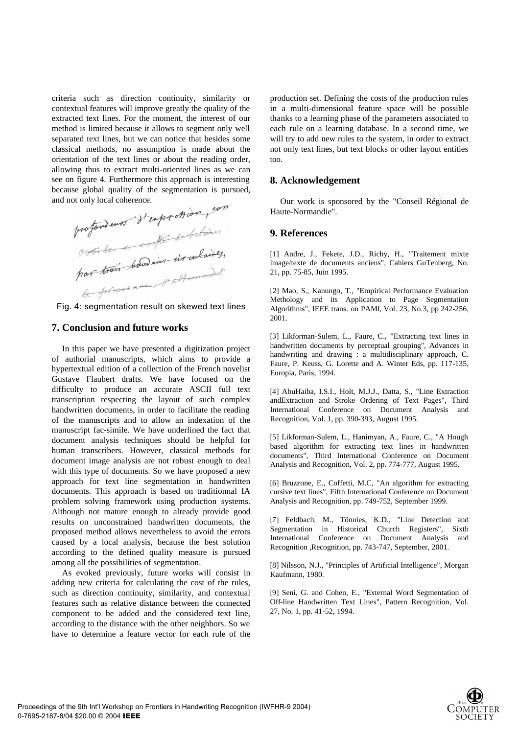criteria such as direction continuity, similarity or contextual features will improve greatly the quality of the extracted text lines. For the moment, the interest of our method is limited because it allows to segment only well separated text lines, but we can notice that besides some classical methods, no assumption is made about the orientation of the text lines or about the reading order, allowing thus to extract multi-oriented lines as we can see on figure 4. Furthermore this approach is interesting because global quality of the segmentation is pursued, and not only local coherence.

Fig. 4: segmentation result on skewed text lines

## 7. Conclusion and future works

In this paper we have presented a digitization project of authorial manuscripts, which aims to provide a hypertextual edition of a collection of the French novelist Gustave Flaubert drafts. We have focused on the difficulty to produce an accurate ASCII full text transcription respecting the layout of such complex handwritten documents, in order to facilitate the reading of the manuscripts and to allow an indexation of the manuscript fac-simile. We have underlined the fact that document analysis techniques should be helpful for human transcribers. However, classical methods for document image analysis are not robust enough to deal with this type of documents. So we have proposed a new approach for text line segmentation in handwritten documents. This approach is based on traditionnal IA problem solving framework using production systems. Although not mature enough to already provide good results on unconstrained handwritten documents, the proposed method allows nevertheless to avoid the errors caused by a local analysis, because the best solution according to the defined quality measure is pursued among all the possibilities of segmentation.

As evoked previously, future works will consist in adding new criteria for calculating the cost of the rules, such as direction continuity, similarity, and contextual features such as relative distance between the connected component to be added and the considered text line, according to the distance with the other neighbors. So we have to determine a feature vector for each rule of the production set. Defining the costs of the production rules in a multi-dimensional feature space will be possible thanks to a learning phase of the parameters associated to each rule on a learning database. In a second time, we will try to add new rules to the system, in order to extract not only text lines, but text blocks or other layout entities too.

## 8. Acknowledgement

Our work is sponsored by the "Conseil Régional de Haute-Normandie".

## 9. References

[1] Andre, J., Fekete, J.D., Richy, H., "Traitement mixte image/texte de documents anciens", Cahiers GuTenberg, No. 21, pp. 75-85, Juin 1995.

[2] Mao, S., Kanungo, T., "Empirical Performance Evaluation Methology and its Application to Page Segmentation Algorithms", IEEE trans. on PAMI, Vol. 23, No.3, pp 242-256, 2001.

[3] Likforman-Sulem, L., Faure, C., "Extracting text lines in handwritten documents by perceptual grouping", Advances in handwriting and drawing : a multidisciplinary approach, C. Faure, P. Keuss, G. Lorette and A. Winter Eds, pp. 117-135, Europia, Paris, 1994.

[4] AbuHaiba, I.S.I., Holt, M.J.J., Datta, S., "Line Extraction andExtraction and Stroke Ordering of Text Pages", Third International Conference on Document Analysis and Recognition, Vol. 1, pp. 390-393, August 1995.

[5] Likforman-Sulem, L., Hanimyan, A., Faure, C., "A Hough based algorithm for extracting text lines in handwritten documents", Third International Conference on Document Analysis and Recognition, Vol. 2, pp. 774-777, August 1995.

[6] Bruzzone, E., Coffetti, M.C, "An algorithm for extracting cursive text lines", Fifth International Conference on Document Analysis and Recognition, pp. 749-752, September 1999.

[7] Feldbach, M., Tönnies, K.D., "Line Detection and Segmentation in Historical Church Registers", Sixth International Conference on Document Analysis and Recognition ,Recognition, pp. 743-747, September, 2001.

[8] Nilsson, N.J., "Principles of Artificial Intelligence", Morgan Kaufmann, 1980.

[9] Seni, G. and Cohen, E., "External Word Segmentation of Off-line Handwritten Text Lines", Pattern Recognition, Vol. 27, No. 1, pp. 41-52, 1994.